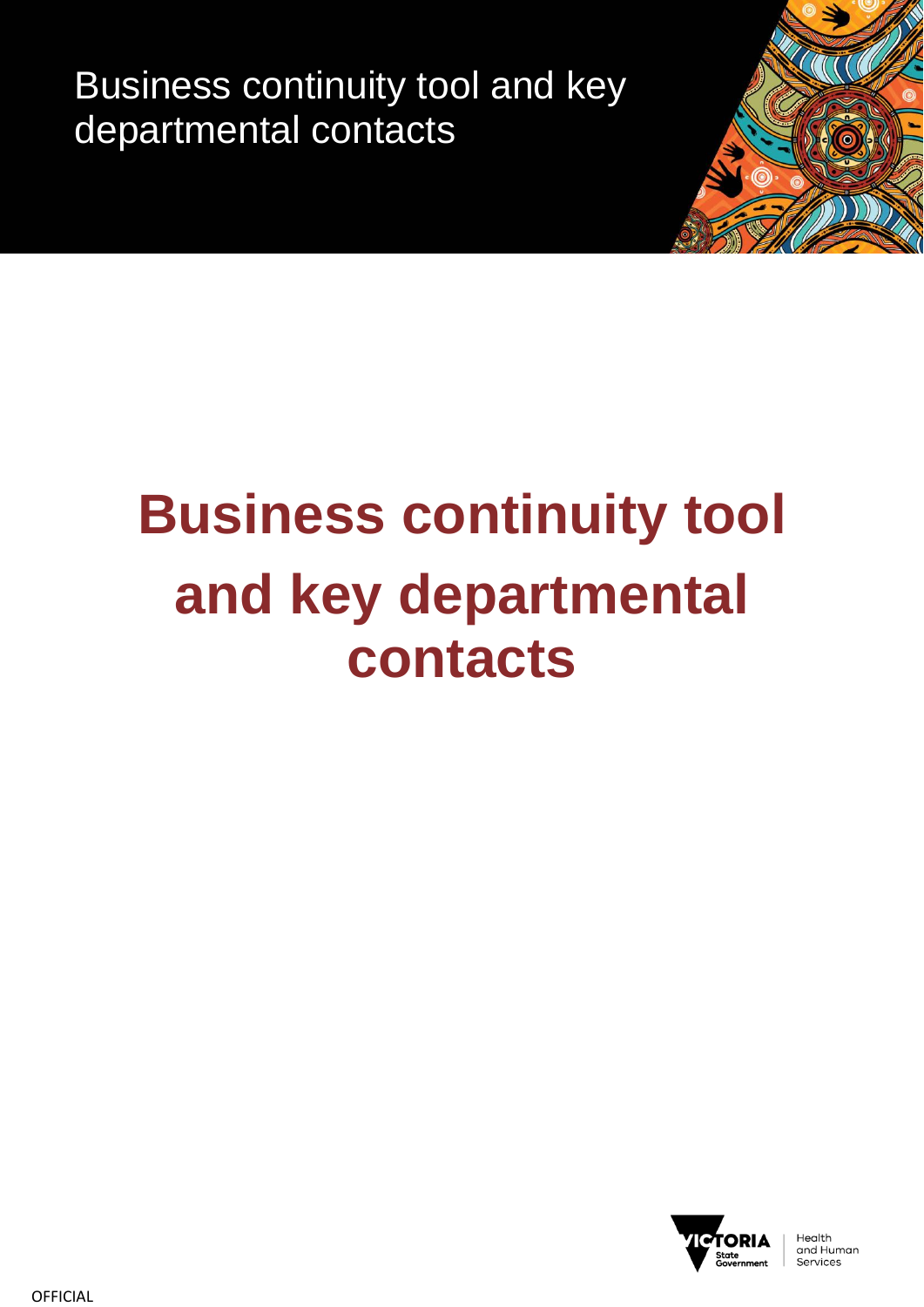# Business continuity tool and key departmental contacts

Victoria State Government | Health and Human Services

OFFICIAL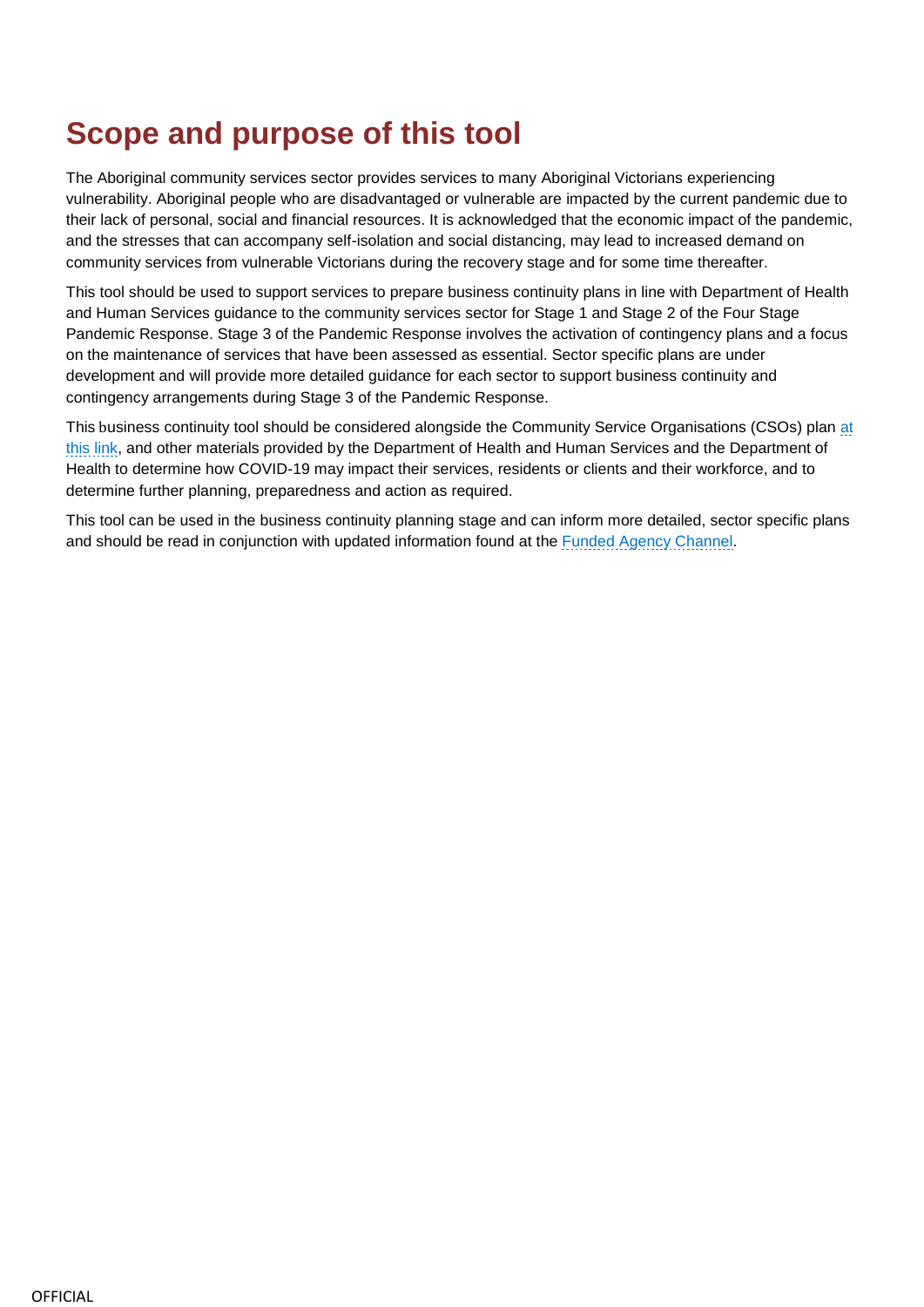# Scope and purpose of this tool

The Aboriginal community services sector provides services to many Aboriginal Victorians experiencing vulnerability. Aboriginal people who are disadvantaged or vulnerable are impacted by the current pandemic due to their lack of personal, social and financial resources. It is acknowledged that the economic impact of the pandemic, and the stresses that can accompany self-isolation and social distancing, may lead to increased demand on community services from vulnerable Victorians during the recovery stage and for some time thereafter.

This tool should be used to support services to prepare business continuity plans in line with Department of Health and Human Services guidance to the community services sector for Stage 1 and Stage 2 of the Four Stage Pandemic Response. Stage 3 of the Pandemic Response involves the activation of contingency plans and a focus on the maintenance of services that have been assessed as essential. Sector specific plans are under development and will provide more detailed guidance for each sector to support business continuity and contingency arrangements during Stage 3 of the Pandemic Response.

This business continuity tool should be considered alongside the Community Service Organisations (CSOs) plan at this link, and other materials provided by the Department of Health and Human Services and the Department of Health to determine how COVID-19 may impact their services, residents or clients and their workforce, and to determine further planning, preparedness and action as required.

This tool can be used in the business continuity planning stage and can inform more detailed, sector specific plans and should be read in conjunction with updated information found at the Funded Agency Channel.

OFFICIAL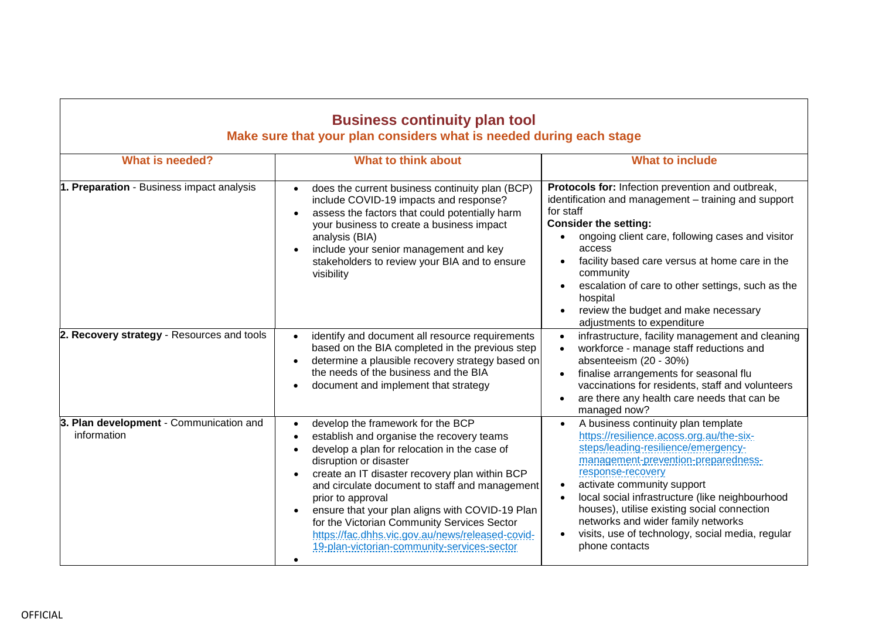| Business continuity plan tool<br>Make sure that your plan considers what is needed during each stage | | |
|---|---|---|
| **What is needed?** | **What to think about** | **What to include** |
| **1. Preparation** - Business impact analysis | • does the current business continuity plan (BCP) include COVID-19 impacts and response?<br>• assess the factors that could potentially harm your business to create a business impact analysis (BIA)<br>• include your senior management and key stakeholders to review your BIA and to ensure visibility | **Protocols for:** Infection prevention and outbreak, identification and management – training and support for staff<br>**Consider the setting:**<br>• ongoing client care, following cases and visitor access<br>• facility based care versus at home care in the community<br>• escalation of care to other settings, such as the hospital<br>• review the budget and make necessary adjustments to expenditure |
| **2. Recovery strategy** - Resources and tools | • identify and document all resource requirements based on the BIA completed in the previous step<br>• determine a plausible recovery strategy based on the needs of the business and the BIA<br>• document and implement that strategy | • infrastructure, facility management and cleaning<br>• workforce - manage staff reductions and absenteeism (20 - 30%)<br>• finalise arrangements for seasonal flu vaccinations for residents, staff and volunteers<br>• are there any health care needs that can be managed now? |
| **3. Plan development** - Communication and information | • develop the framework for the BCP<br>• establish and organise the recovery teams<br>• develop a plan for relocation in the case of disruption or disaster<br>• create an IT disaster recovery plan within BCP and circulate document to staff and management prior to approval<br>• ensure that your plan aligns with COVID-19 Plan for the Victorian Community Services Sector https://fac.dhhs.vic.gov.au/news/released-covid-19-plan-victorian-community-services-sector<br>• | • A business continuity plan template https://resilience.acoss.org.au/the-six-steps/leading-resilience/emergency-management-prevention-preparedness-response-recovery<br>• activate community support<br>• local social infrastructure (like neighbourhood houses), utilise existing social connection networks and wider family networks<br>• visits, use of technology, social media, regular phone contacts |

OFFICIAL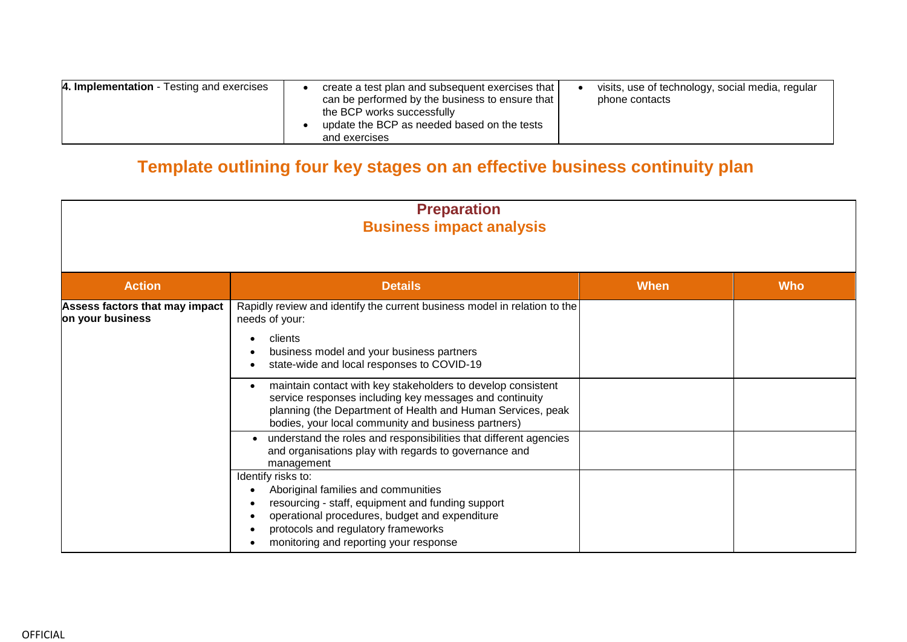| 4. **Implementation** - Testing and exercises | • create a test plan and subsequent exercises that can be performed by the business to ensure that the BCP works successfully<br>• update the BCP as needed based on the tests and exercises | • visits, use of technology, social media, regular phone contacts |
|---|---|---|

## Template outlining four key stages on an effective business continuity plan

### Preparation
### Business impact analysis

| Action | Details | When | Who |
|---|---|---|---|
| **Assess factors that may impact on your business** | Rapidly review and identify the current business model in relation to the needs of your:<br>• clients<br>• business model and your business partners<br>• state-wide and local responses to COVID-19 | | |
| | • maintain contact with key stakeholders to develop consistent service responses including key messages and continuity planning (the Department of Health and Human Services, peak bodies, your local community and business partners) | | |
| | • understand the roles and responsibilities that different agencies and organisations play with regards to governance and management | | |
| | Identify risks to:<br>• Aboriginal families and communities<br>• resourcing - staff, equipment and funding support<br>• operational procedures, budget and expenditure<br>• protocols and regulatory frameworks<br>• monitoring and reporting your response | | |

OFFICIAL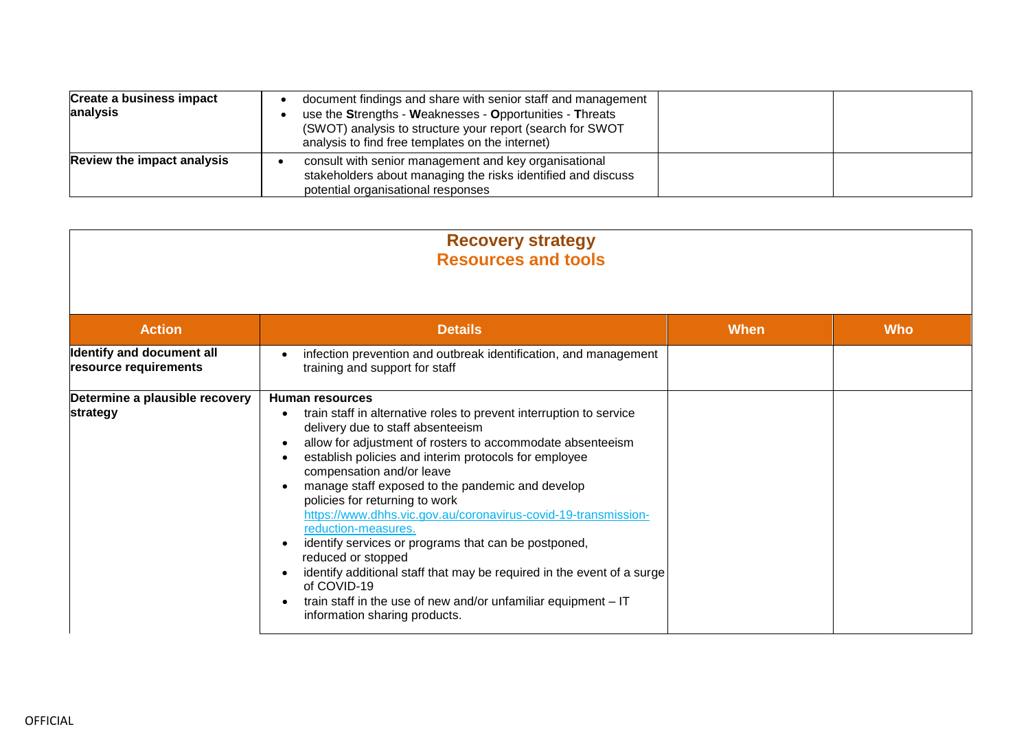| Create a business impact analysis | • document findings and share with senior staff and management<br>• use the **S**trengths - **W**eaknesses - **O**pportunities - **T**hreats (SWOT) analysis to structure your report (search for SWOT analysis to find free templates on the internet) | | |
|---|---|---|---|
| **Review the impact analysis** | • consult with senior management and key organisational stakeholders about managing the risks identified and discuss potential organisational responses | | |

## Recovery strategy
## Resources and tools

| Action | Details | When | Who |
|---|---|---|---|
| **Identify and document all resource requirements** | • infection prevention and outbreak identification, and management training and support for staff | | |
| **Determine a plausible recovery strategy** | **Human resources**<br>• train staff in alternative roles to prevent interruption to service delivery due to staff absenteeism<br>• allow for adjustment of rosters to accommodate absenteeism<br>• establish policies and interim protocols for employee compensation and/or leave<br>• manage staff exposed to the pandemic and develop policies for returning to work https://www.dhhs.vic.gov.au/coronavirus-covid-19-transmission-reduction-measures.<br>• identify services or programs that can be postponed, reduced or stopped<br>• identify additional staff that may be required in the event of a surge of COVID-19<br>• train staff in the use of new and/or unfamiliar equipment – IT information sharing products. | | |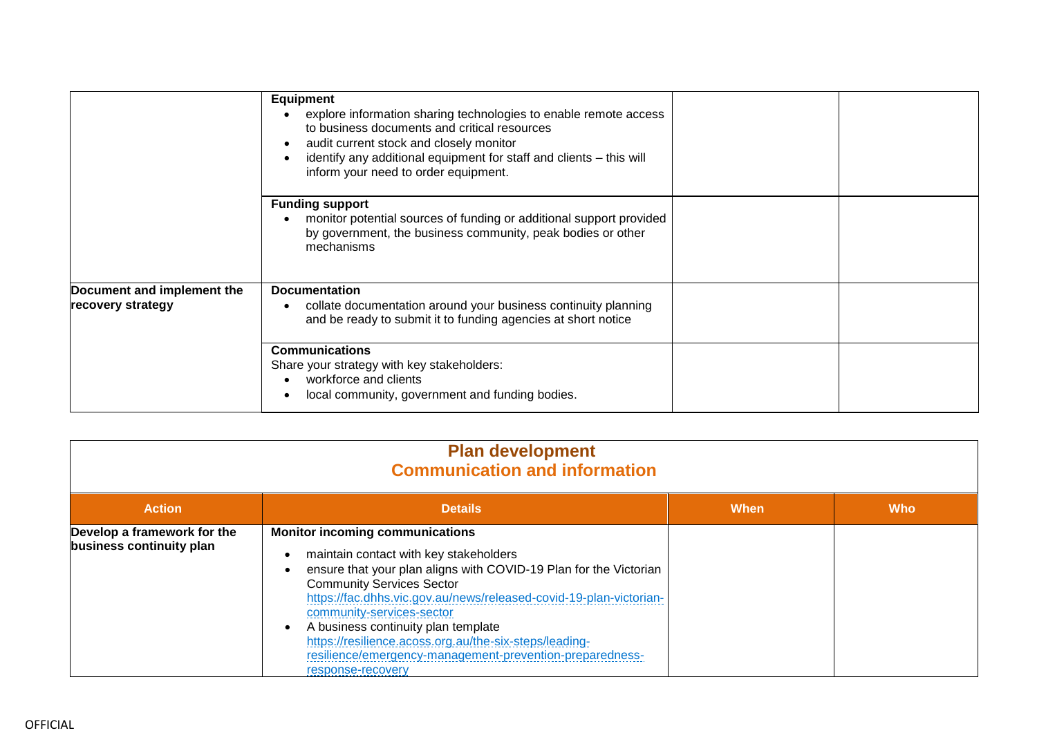| | | | |
|---|---|---|---|
| | **Equipment**<br>• explore information sharing technologies to enable remote access to business documents and critical resources<br>• audit current stock and closely monitor<br>• identify any additional equipment for staff and clients – this will inform your need to order equipment. | | |
| | **Funding support**<br>• monitor potential sources of funding or additional support provided by government, the business community, peak bodies or other mechanisms | | |
| **Document and implement the recovery strategy** | **Documentation**<br>• collate documentation around your business continuity planning and be ready to submit it to funding agencies at short notice | | |
| | **Communications**<br>Share your strategy with key stakeholders:<br>• workforce and clients<br>• local community, government and funding bodies. | | |

## Plan development
### Communication and information

| Action | Details | When | Who |
|---|---|---|---|
| **Develop a framework for the business continuity plan** | **Monitor incoming communications**<br>• maintain contact with key stakeholders<br>• ensure that your plan aligns with COVID-19 Plan for the Victorian Community Services Sector https://fac.dhhs.vic.gov.au/news/released-covid-19-plan-victorian-community-services-sector<br>• A business continuity plan template https://resilience.acoss.org.au/the-six-steps/leading-resilience/emergency-management-prevention-preparedness-response-recovery | | |

OFFICIAL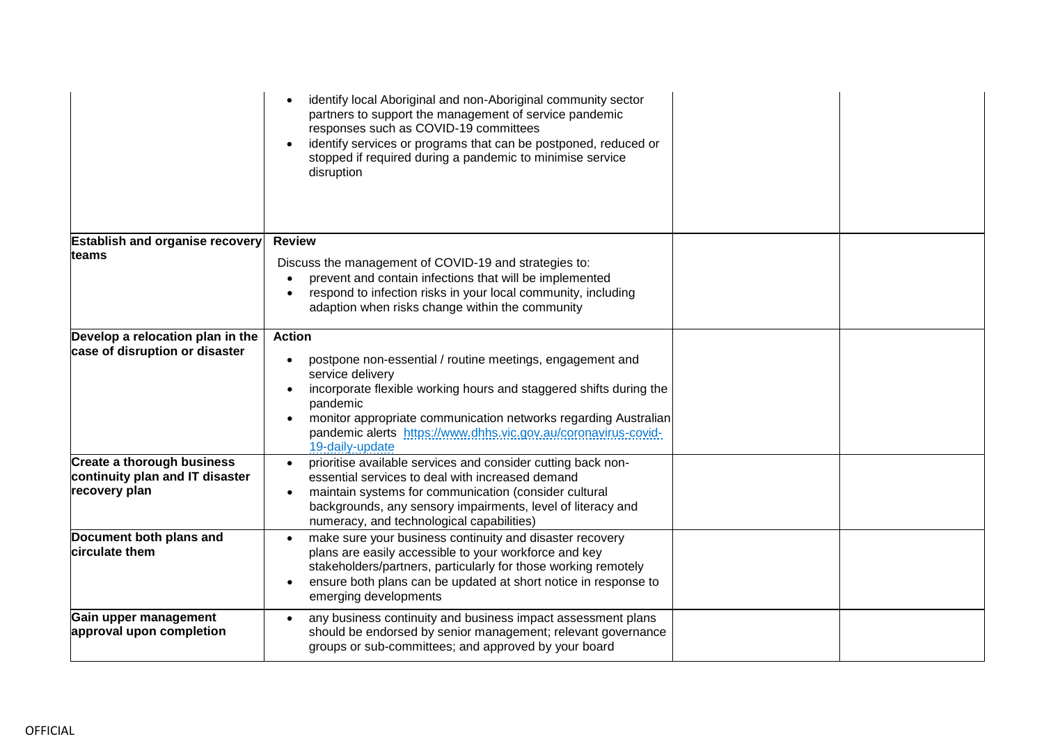| | | | |
|---|---|---|---|
| | • identify local Aboriginal and non-Aboriginal community sector partners to support the management of service pandemic responses such as COVID-19 committees<br>• identify services or programs that can be postponed, reduced or stopped if required during a pandemic to minimise service disruption | | |
| **Establish and organise recovery teams** | **Review**<br>Discuss the management of COVID-19 and strategies to:<br>• prevent and contain infections that will be implemented<br>• respond to infection risks in your local community, including adaption when risks change within the community | | |
| **Develop a relocation plan in the case of disruption or disaster** | **Action**<br>• postpone non-essential / routine meetings, engagement and service delivery<br>• incorporate flexible working hours and staggered shifts during the pandemic<br>• monitor appropriate communication networks regarding Australian pandemic alerts https://www.dhhs.vic.gov.au/coronavirus-covid-19-daily-update | | |
| **Create a thorough business continuity plan and IT disaster recovery plan** | • prioritise available services and consider cutting back non-essential services to deal with increased demand<br>• maintain systems for communication (consider cultural backgrounds, any sensory impairments, level of literacy and numeracy, and technological capabilities) | | |
| **Document both plans and circulate them** | • make sure your business continuity and disaster recovery plans are easily accessible to your workforce and key stakeholders/partners, particularly for those working remotely<br>• ensure both plans can be updated at short notice in response to emerging developments | | |
| **Gain upper management approval upon completion** | • any business continuity and business impact assessment plans should be endorsed by senior management; relevant governance groups or sub-committees; and approved by your board | | |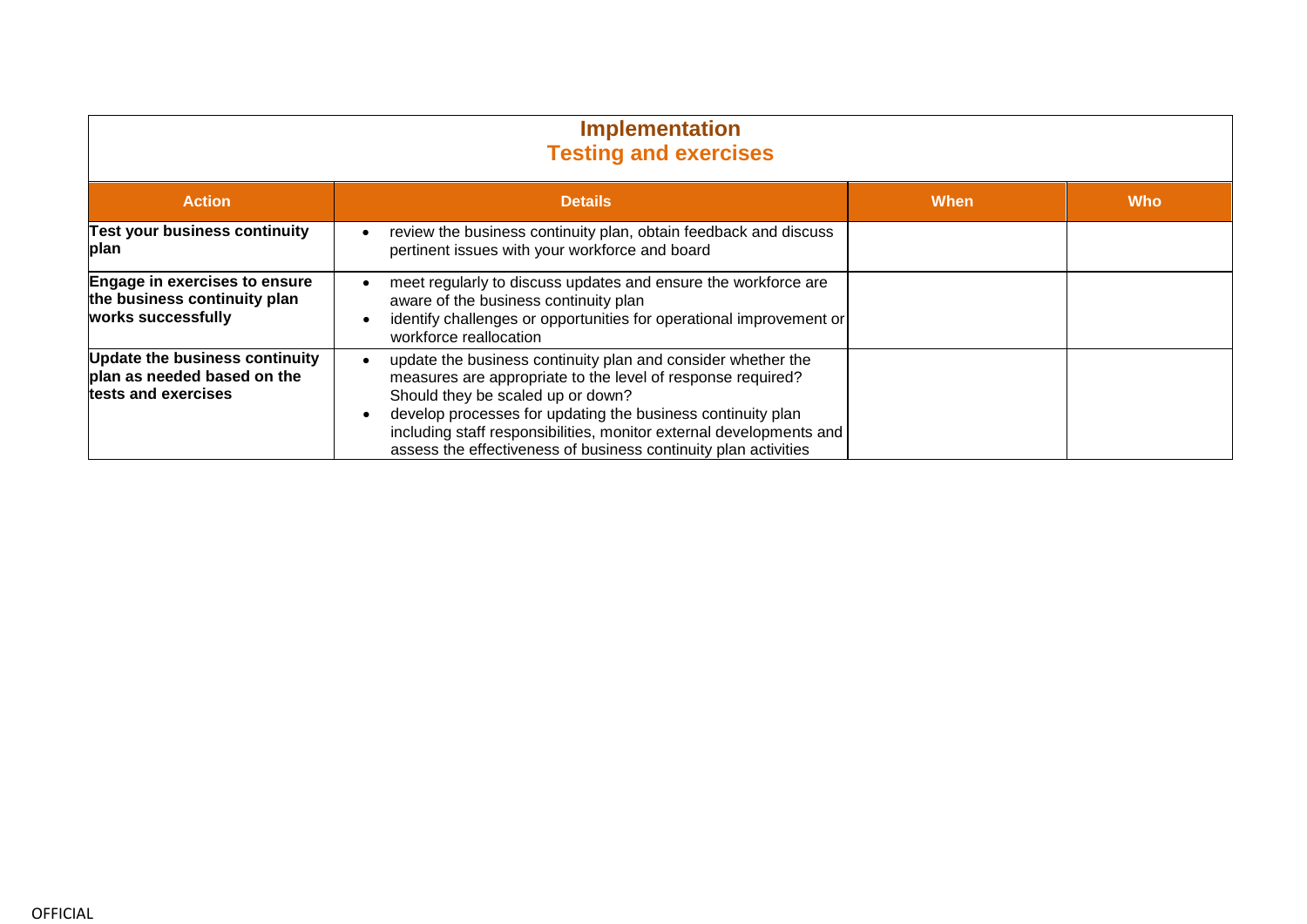## Implementation
### Testing and exercises

| Action | Details | When | Who |
|---|---|---|---|
| **Test your business continuity plan** | • review the business continuity plan, obtain feedback and discuss pertinent issues with your workforce and board | | |
| **Engage in exercises to ensure the business continuity plan works successfully** | • meet regularly to discuss updates and ensure the workforce are aware of the business continuity plan<br>• identify challenges or opportunities for operational improvement or workforce reallocation | | |
| **Update the business continuity plan as needed based on the tests and exercises** | • update the business continuity plan and consider whether the measures are appropriate to the level of response required? Should they be scaled up or down?<br>• develop processes for updating the business continuity plan including staff responsibilities, monitor external developments and assess the effectiveness of business continuity plan activities | | |

OFFICIAL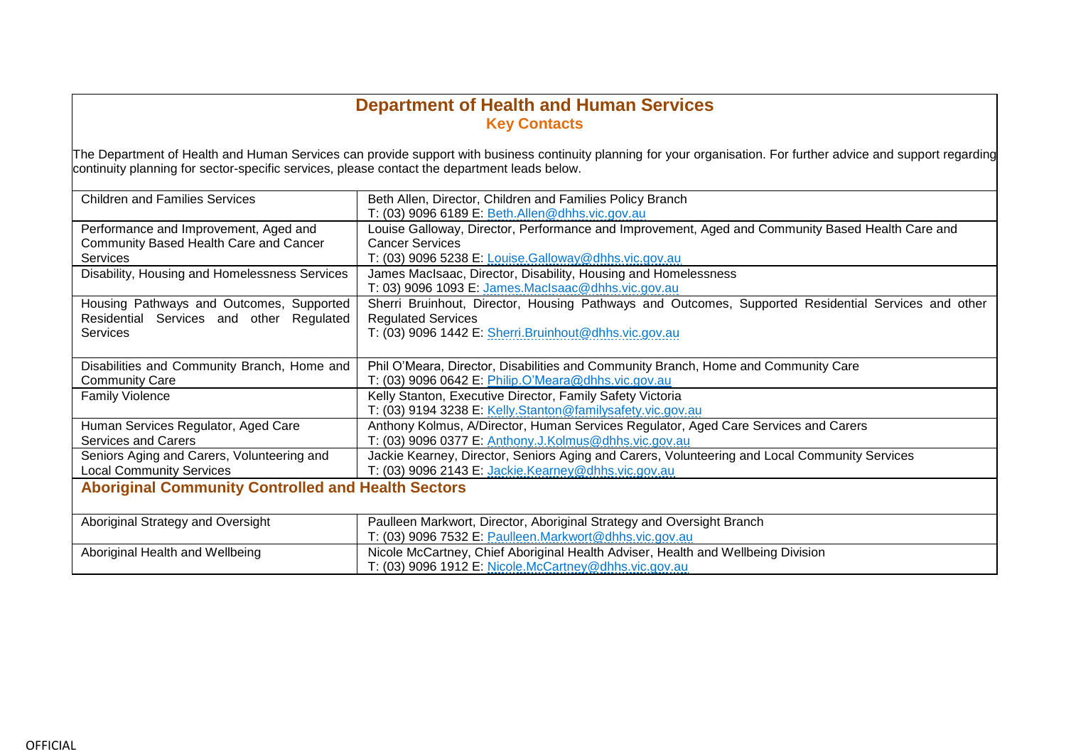## Department of Health and Human Services

### Key Contacts

The Department of Health and Human Services can provide support with business continuity planning for your organisation. For further advice and support regarding continuity planning for sector-specific services, please contact the department leads below.

| | |
|---|---|
| Children and Families Services | Beth Allen, Director, Children and Families Policy Branch<br>T: (03) 9096 6189 E: Beth.Allen@dhhs.vic.gov.au |
| Performance and Improvement, Aged and Community Based Health Care and Cancer Services | Louise Galloway, Director, Performance and Improvement, Aged and Community Based Health Care and Cancer Services<br>T: (03) 9096 5238 E: Louise.Galloway@dhhs.vic.gov.au |
| Disability, Housing and Homelessness Services | James MacIsaac, Director, Disability, Housing and Homelessness<br>T: 03) 9096 1093 E: James.MacIsaac@dhhs.vic.gov.au |
| Housing Pathways and Outcomes, Supported Residential Services and other Regulated Services | Sherri Bruinhout, Director, Housing Pathways and Outcomes, Supported Residential Services and other Regulated Services<br>T: (03) 9096 1442 E: Sherri.Bruinhout@dhhs.vic.gov.au |
| Disabilities and Community Branch, Home and Community Care | Phil O'Meara, Director, Disabilities and Community Branch, Home and Community Care<br>T: (03) 9096 0642 E: Philip.O'Meara@dhhs.vic.gov.au |
| Family Violence | Kelly Stanton, Executive Director, Family Safety Victoria<br>T: (03) 9194 3238 E: Kelly.Stanton@familysafety.vic.gov.au |
| Human Services Regulator, Aged Care Services and Carers | Anthony Kolmus, A/Director, Human Services Regulator, Aged Care Services and Carers<br>T: (03) 9096 0377 E: Anthony.J.Kolmus@dhhs.vic.gov.au |
| Seniors Aging and Carers, Volunteering and Local Community Services | Jackie Kearney, Director, Seniors Aging and Carers, Volunteering and Local Community Services<br>T: (03) 9096 2143 E: Jackie.Kearney@dhhs.vic.gov.au |
| **Aboriginal Community Controlled and Health Sectors** | |
| Aboriginal Strategy and Oversight | Paulleen Markwort, Director, Aboriginal Strategy and Oversight Branch<br>T: (03) 9096 7532 E: Paulleen.Markwort@dhhs.vic.gov.au |
| Aboriginal Health and Wellbeing | Nicole McCartney, Chief Aboriginal Health Adviser, Health and Wellbeing Division<br>T: (03) 9096 1912 E: Nicole.McCartney@dhhs.vic.gov.au |

OFFICIAL